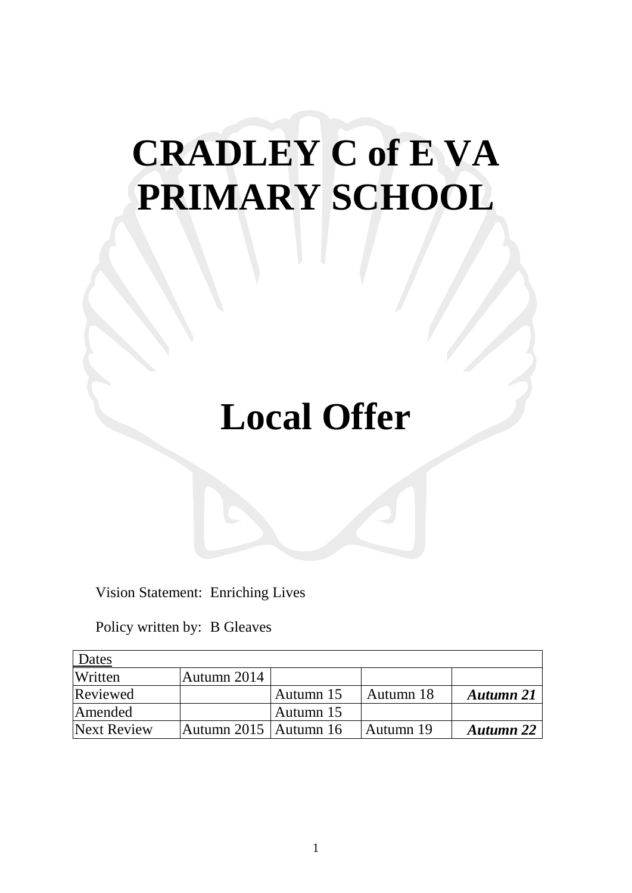# CRADLEY C of E VA PRIMARY SCHOOL

# Local Offer

Vision Statement: Enriching Lives

Policy written by: B Gleaves

| Dates | | | | |
|---|---|---|---|---|
| Written | Autumn 2014 | | | |
| Reviewed | | Autumn 15 | Autumn 18 | ***Autumn 21*** |
| Amended | | Autumn 15 | | |
| Next Review | Autumn 2015 | Autumn 16 | Autumn 19 | ***Autumn 22*** |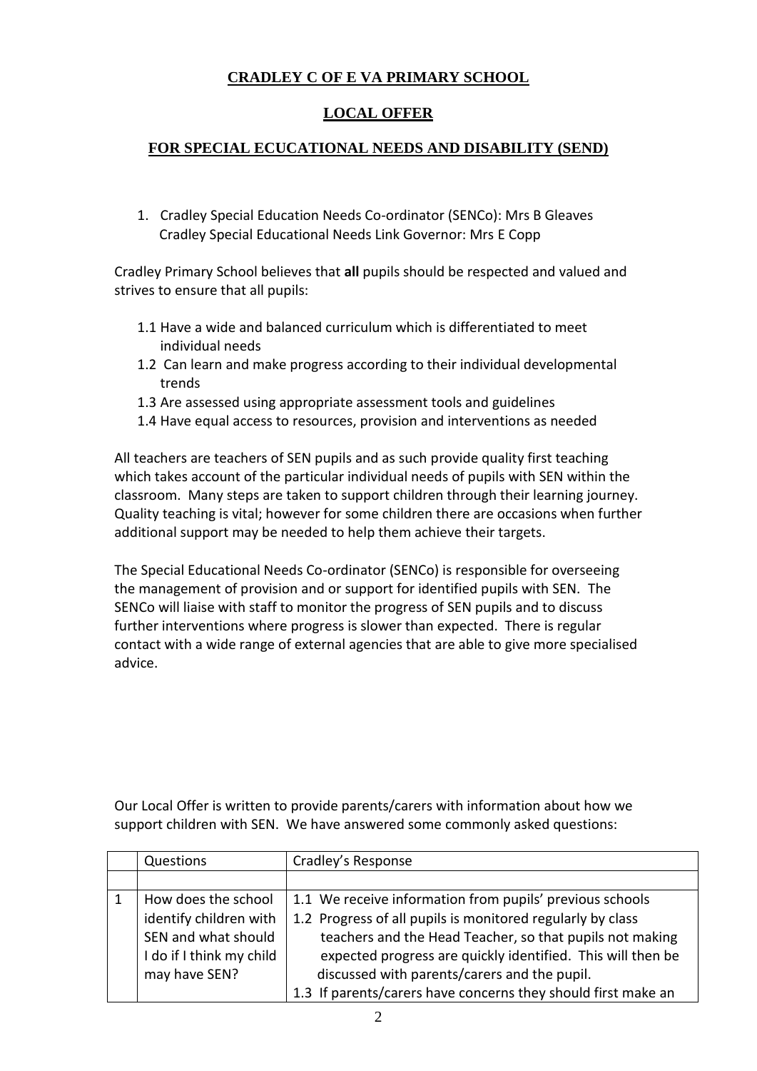# CRADLEY C OF E VA PRIMARY SCHOOL

## LOCAL OFFER

## FOR SPECIAL ECUCATIONAL NEEDS AND DISABILITY (SEND)

1. Cradley Special Education Needs Co-ordinator (SENCo): Mrs B Gleaves
   Cradley Special Educational Needs Link Governor: Mrs E Copp

Cradley Primary School believes that **all** pupils should be respected and valued and strives to ensure that all pupils:

1.1 Have a wide and balanced curriculum which is differentiated to meet individual needs
1.2 Can learn and make progress according to their individual developmental trends
1.3 Are assessed using appropriate assessment tools and guidelines
1.4 Have equal access to resources, provision and interventions as needed

All teachers are teachers of SEN pupils and as such provide quality first teaching which takes account of the particular individual needs of pupils with SEN within the classroom. Many steps are taken to support children through their learning journey. Quality teaching is vital; however for some children there are occasions when further additional support may be needed to help them achieve their targets.

The Special Educational Needs Co-ordinator (SENCo) is responsible for overseeing the management of provision and or support for identified pupils with SEN. The SENCo will liaise with staff to monitor the progress of SEN pupils and to discuss further interventions where progress is slower than expected. There is regular contact with a wide range of external agencies that are able to give more specialised advice.

Our Local Offer is written to provide parents/carers with information about how we support children with SEN. We have answered some commonly asked questions:

| | Questions | Cradley's Response |
|---|---|---|
| | | |
| 1 | How does the school identify children with SEN and what should I do if I think my child may have SEN? | 1.1 We receive information from pupils' previous schools<br>1.2 Progress of all pupils is monitored regularly by class teachers and the Head Teacher, so that pupils not making expected progress are quickly identified. This will then be discussed with parents/carers and the pupil.<br>1.3 If parents/carers have concerns they should first make an |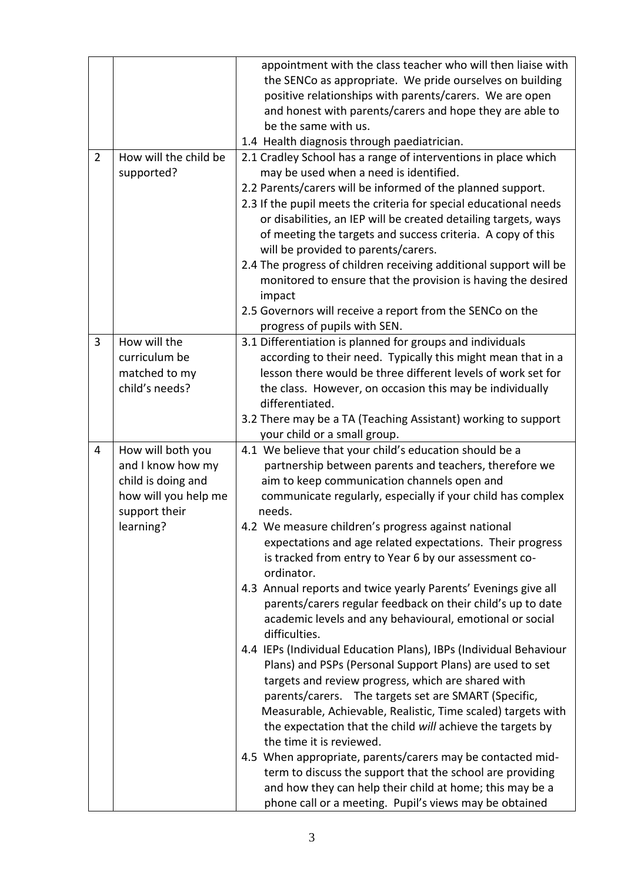| | | |
|---|---|---|
| | | appointment with the class teacher who will then liaise with the SENCo as appropriate. We pride ourselves on building positive relationships with parents/carers. We are open and honest with parents/carers and hope they are able to be the same with us.<br>1.4 Health diagnosis through paediatrician. |
| 2 | How will the child be supported? | 2.1 Cradley School has a range of interventions in place which may be used when a need is identified.<br>2.2 Parents/carers will be informed of the planned support.<br>2.3 If the pupil meets the criteria for special educational needs or disabilities, an IEP will be created detailing targets, ways of meeting the targets and success criteria. A copy of this will be provided to parents/carers.<br>2.4 The progress of children receiving additional support will be monitored to ensure that the provision is having the desired impact<br>2.5 Governors will receive a report from the SENCo on the progress of pupils with SEN. |
| 3 | How will the curriculum be matched to my child's needs? | 3.1 Differentiation is planned for groups and individuals according to their need. Typically this might mean that in a lesson there would be three different levels of work set for the class. However, on occasion this may be individually differentiated.<br>3.2 There may be a TA (Teaching Assistant) working to support your child or a small group. |
| 4 | How will both you and I know how my child is doing and how will you help me support their learning? | 4.1 We believe that your child's education should be a partnership between parents and teachers, therefore we aim to keep communication channels open and communicate regularly, especially if your child has complex needs.<br>4.2 We measure children's progress against national expectations and age related expectations. Their progress is tracked from entry to Year 6 by our assessment co-ordinator.<br>4.3 Annual reports and twice yearly Parents' Evenings give all parents/carers regular feedback on their child's up to date academic levels and any behavioural, emotional or social difficulties.<br>4.4 IEPs (Individual Education Plans), IBPs (Individual Behaviour Plans) and PSPs (Personal Support Plans) are used to set targets and review progress, which are shared with parents/carers. The targets set are SMART (Specific, Measurable, Achievable, Realistic, Time scaled) targets with the expectation that the child *will* achieve the targets by the time it is reviewed.<br>4.5 When appropriate, parents/carers may be contacted mid-term to discuss the support that the school are providing and how they can help their child at home; this may be a phone call or a meeting. Pupil's views may be obtained |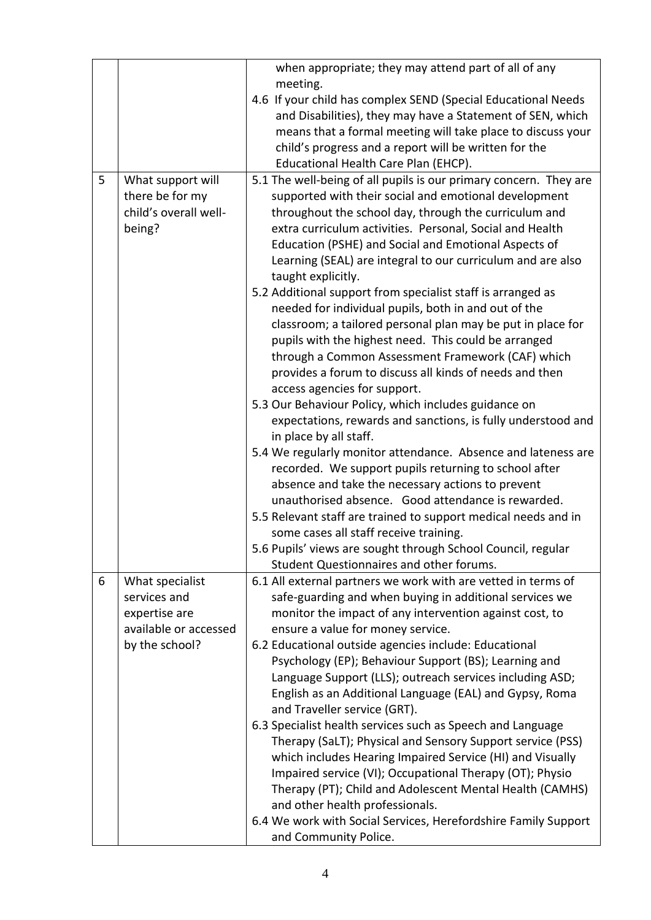|   |   |   |
|---|---|---|
| | | when appropriate; they may attend part of all of any meeting.<br>4.6 If your child has complex SEND (Special Educational Needs and Disabilities), they may have a Statement of SEN, which means that a formal meeting will take place to discuss your child's progress and a report will be written for the Educational Health Care Plan (EHCP). |
| 5 | What support will there be for my child's overall well-being? | 5.1 The well-being of all pupils is our primary concern. They are supported with their social and emotional development throughout the school day, through the curriculum and extra curriculum activities. Personal, Social and Health Education (PSHE) and Social and Emotional Aspects of Learning (SEAL) are integral to our curriculum and are also taught explicitly.<br>5.2 Additional support from specialist staff is arranged as needed for individual pupils, both in and out of the classroom; a tailored personal plan may be put in place for pupils with the highest need. This could be arranged through a Common Assessment Framework (CAF) which provides a forum to discuss all kinds of needs and then access agencies for support.<br>5.3 Our Behaviour Policy, which includes guidance on expectations, rewards and sanctions, is fully understood and in place by all staff.<br>5.4 We regularly monitor attendance. Absence and lateness are recorded. We support pupils returning to school after absence and take the necessary actions to prevent unauthorised absence. Good attendance is rewarded.<br>5.5 Relevant staff are trained to support medical needs and in some cases all staff receive training.<br>5.6 Pupils' views are sought through School Council, regular Student Questionnaires and other forums. |
| 6 | What specialist services and expertise are available or accessed by the school? | 6.1 All external partners we work with are vetted in terms of safe-guarding and when buying in additional services we monitor the impact of any intervention against cost, to ensure a value for money service.<br>6.2 Educational outside agencies include: Educational Psychology (EP); Behaviour Support (BS); Learning and Language Support (LLS); outreach services including ASD; English as an Additional Language (EAL) and Gypsy, Roma and Traveller service (GRT).<br>6.3 Specialist health services such as Speech and Language Therapy (SaLT); Physical and Sensory Support service (PSS) which includes Hearing Impaired Service (HI) and Visually Impaired service (VI); Occupational Therapy (OT); Physio Therapy (PT); Child and Adolescent Mental Health (CAMHS) and other health professionals.<br>6.4 We work with Social Services, Herefordshire Family Support and Community Police. |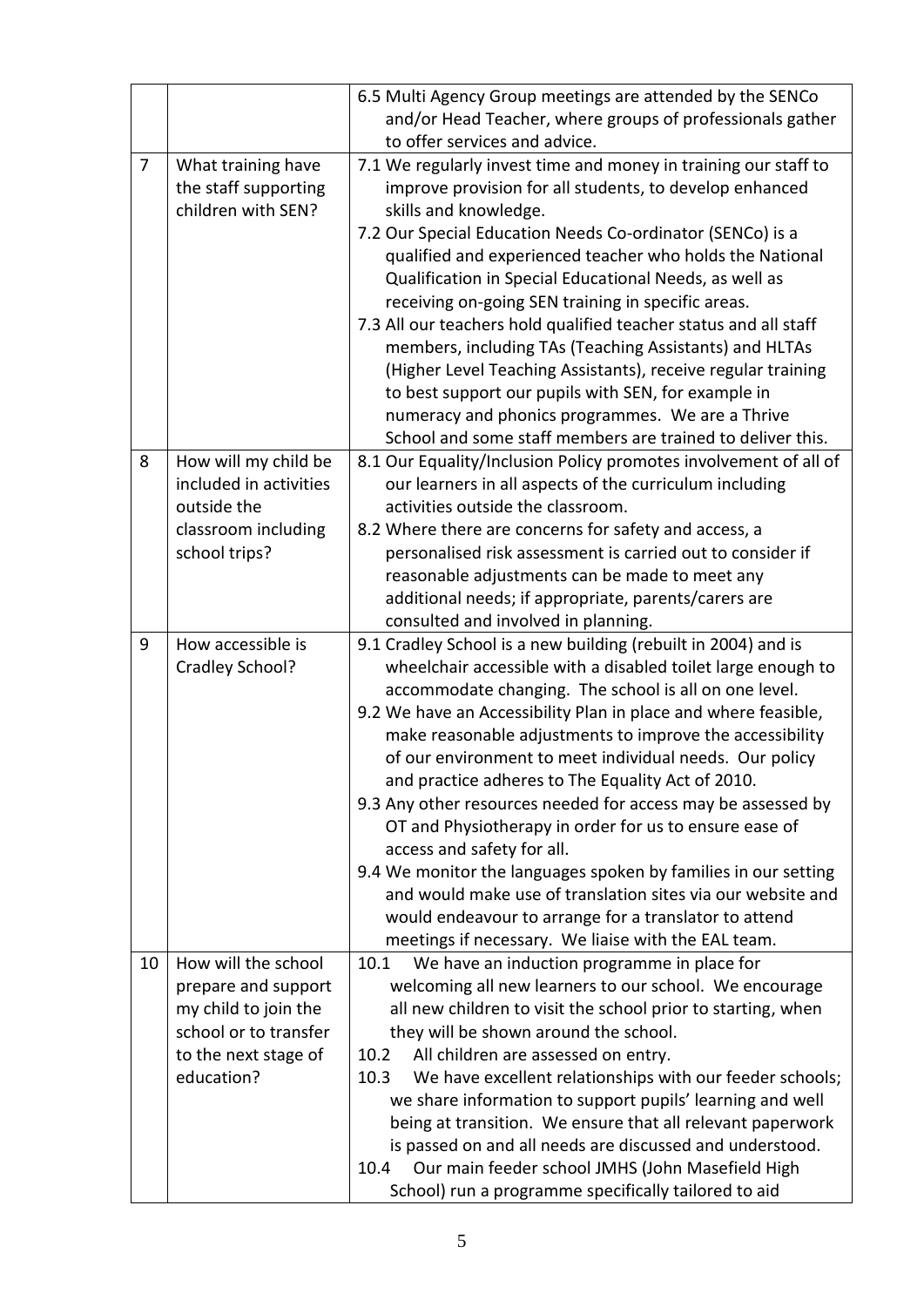| | | |
|---|---|---|
| | | 6.5 Multi Agency Group meetings are attended by the SENCo and/or Head Teacher, where groups of professionals gather to offer services and advice. |
| 7 | What training have the staff supporting children with SEN? | 7.1 We regularly invest time and money in training our staff to improve provision for all students, to develop enhanced skills and knowledge.<br>7.2 Our Special Education Needs Co-ordinator (SENCo) is a qualified and experienced teacher who holds the National Qualification in Special Educational Needs, as well as receiving on-going SEN training in specific areas.<br>7.3 All our teachers hold qualified teacher status and all staff members, including TAs (Teaching Assistants) and HLTAs (Higher Level Teaching Assistants), receive regular training to best support our pupils with SEN, for example in numeracy and phonics programmes. We are a Thrive School and some staff members are trained to deliver this. |
| 8 | How will my child be included in activities outside the classroom including school trips? | 8.1 Our Equality/Inclusion Policy promotes involvement of all of our learners in all aspects of the curriculum including activities outside the classroom.<br>8.2 Where there are concerns for safety and access, a personalised risk assessment is carried out to consider if reasonable adjustments can be made to meet any additional needs; if appropriate, parents/carers are consulted and involved in planning. |
| 9 | How accessible is Cradley School? | 9.1 Cradley School is a new building (rebuilt in 2004) and is wheelchair accessible with a disabled toilet large enough to accommodate changing. The school is all on one level.<br>9.2 We have an Accessibility Plan in place and where feasible, make reasonable adjustments to improve the accessibility of our environment to meet individual needs. Our policy and practice adheres to The Equality Act of 2010.<br>9.3 Any other resources needed for access may be assessed by OT and Physiotherapy in order for us to ensure ease of access and safety for all.<br>9.4 We monitor the languages spoken by families in our setting and would make use of translation sites via our website and would endeavour to arrange for a translator to attend meetings if necessary. We liaise with the EAL team. |
| 10 | How will the school prepare and support my child to join the school or to transfer to the next stage of education? | 10.1 We have an induction programme in place for welcoming all new learners to our school. We encourage all new children to visit the school prior to starting, when they will be shown around the school.<br>10.2 All children are assessed on entry.<br>10.3 We have excellent relationships with our feeder schools; we share information to support pupils' learning and well being at transition. We ensure that all relevant paperwork is passed on and all needs are discussed and understood.<br>10.4 Our main feeder school JMHS (John Masefield High School) run a programme specifically tailored to aid |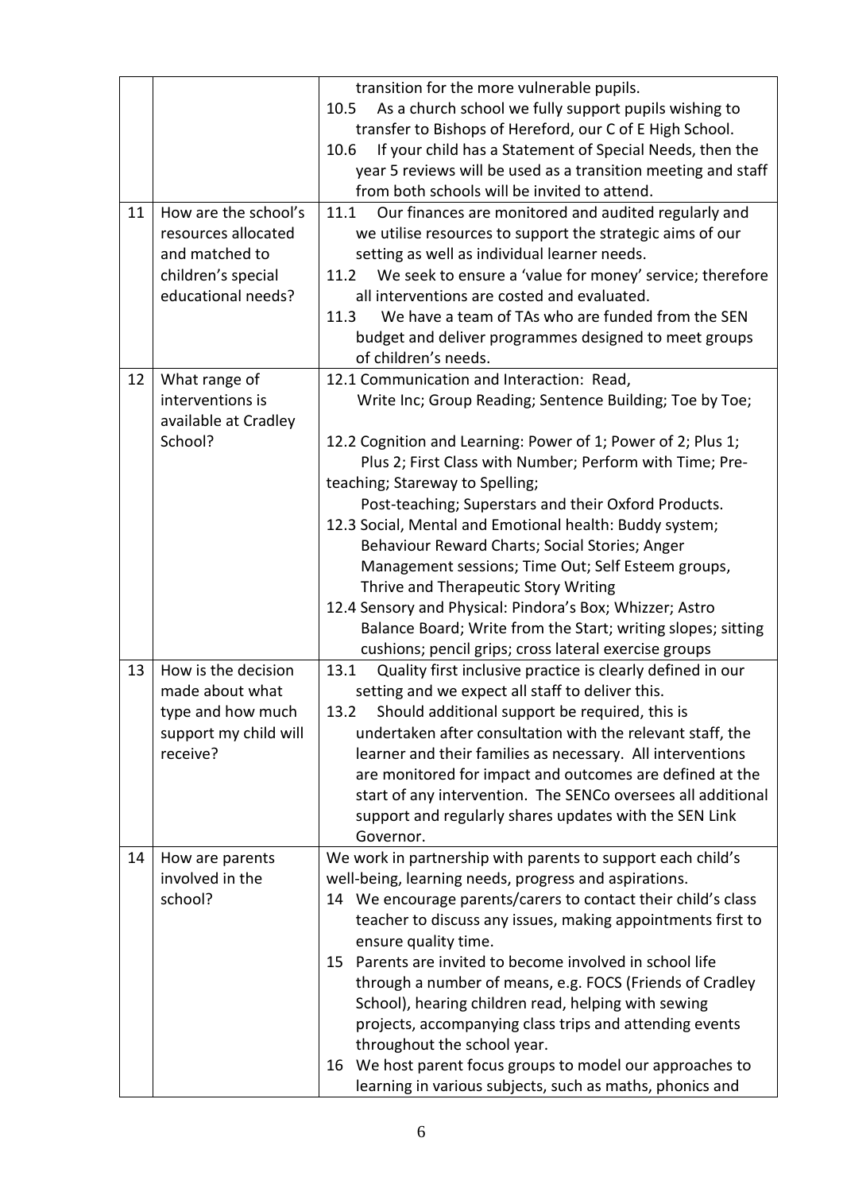| | | |
|---|---|---|
| | | transition for the more vulnerable pupils.<br>10.5 As a church school we fully support pupils wishing to transfer to Bishops of Hereford, our C of E High School.<br>10.6 If your child has a Statement of Special Needs, then the year 5 reviews will be used as a transition meeting and staff from both schools will be invited to attend. |
| 11 | How are the school's resources allocated and matched to children's special educational needs? | 11.1 Our finances are monitored and audited regularly and we utilise resources to support the strategic aims of our setting as well as individual learner needs.<br>11.2 We seek to ensure a 'value for money' service; therefore all interventions are costed and evaluated.<br>11.3 We have a team of TAs who are funded from the SEN budget and deliver programmes designed to meet groups of children's needs. |
| 12 | What range of interventions is available at Cradley School? | 12.1 Communication and Interaction: Read, Write Inc; Group Reading; Sentence Building; Toe by Toe;<br><br>12.2 Cognition and Learning: Power of 1; Power of 2; Plus 1; Plus 2; First Class with Number; Perform with Time; Pre-teaching; Stareway to Spelling; Post-teaching; Superstars and their Oxford Products.<br>12.3 Social, Mental and Emotional health: Buddy system; Behaviour Reward Charts; Social Stories; Anger Management sessions; Time Out; Self Esteem groups, Thrive and Therapeutic Story Writing<br>12.4 Sensory and Physical: Pindora's Box; Whizzer; Astro Balance Board; Write from the Start; writing slopes; sitting cushions; pencil grips; cross lateral exercise groups |
| 13 | How is the decision made about what type and how much support my child will receive? | 13.1 Quality first inclusive practice is clearly defined in our setting and we expect all staff to deliver this.<br>13.2 Should additional support be required, this is undertaken after consultation with the relevant staff, the learner and their families as necessary. All interventions are monitored for impact and outcomes are defined at the start of any intervention. The SENCo oversees all additional support and regularly shares updates with the SEN Link Governor. |
| 14 | How are parents involved in the school? | We work in partnership with parents to support each child's well-being, learning needs, progress and aspirations.<br>14 We encourage parents/carers to contact their child's class teacher to discuss any issues, making appointments first to ensure quality time.<br>15 Parents are invited to become involved in school life through a number of means, e.g. FOCS (Friends of Cradley School), hearing children read, helping with sewing projects, accompanying class trips and attending events throughout the school year.<br>16 We host parent focus groups to model our approaches to learning in various subjects, such as maths, phonics and |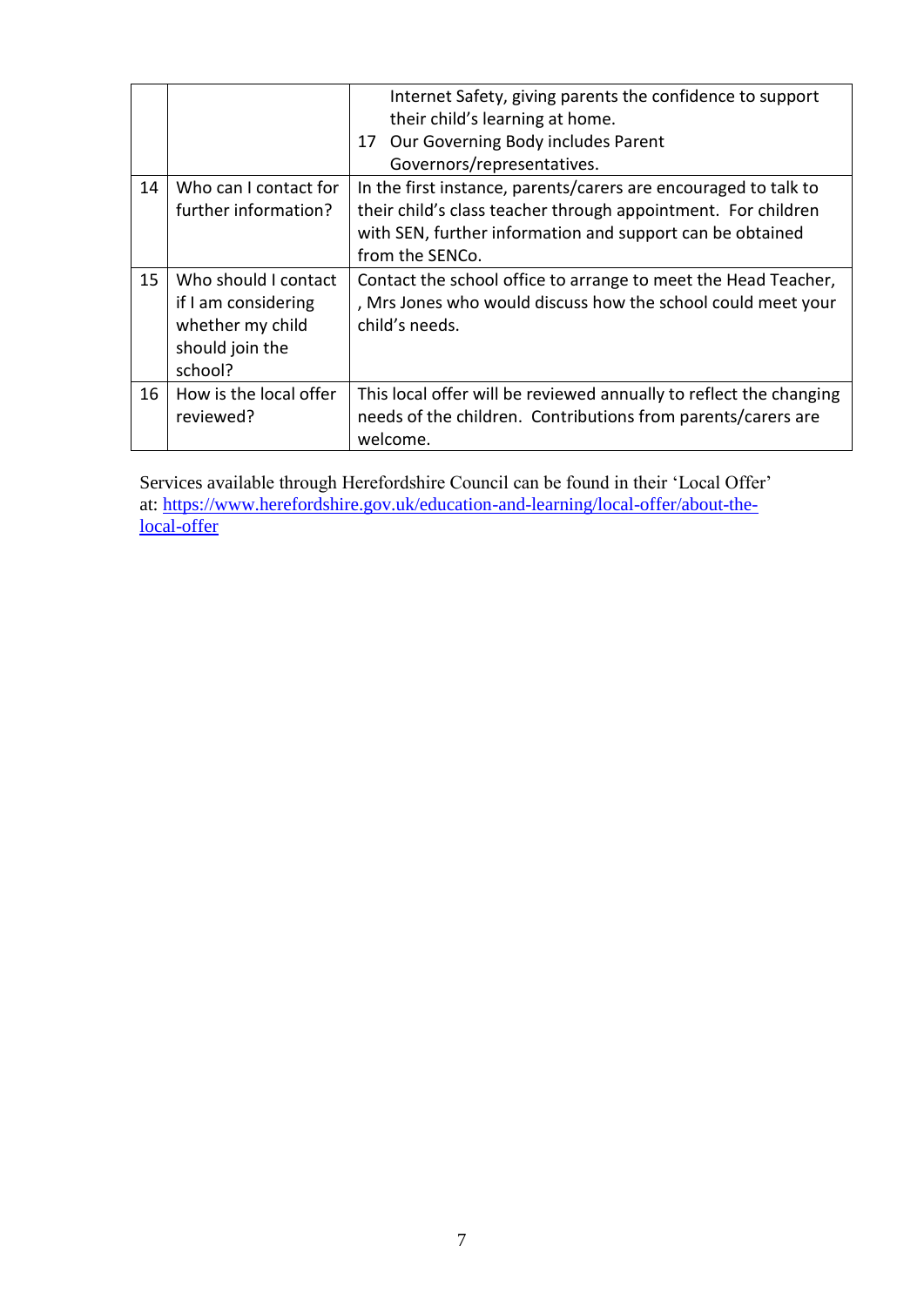| | | |
|---|---|---|
| | | Internet Safety, giving parents the confidence to support their child's learning at home.<br>17 Our Governing Body includes Parent Governors/representatives. |
| 14 | Who can I contact for further information? | In the first instance, parents/carers are encouraged to talk to their child's class teacher through appointment. For children with SEN, further information and support can be obtained from the SENCo. |
| 15 | Who should I contact if I am considering whether my child should join the school? | Contact the school office to arrange to meet the Head Teacher, , Mrs Jones who would discuss how the school could meet your child's needs. |
| 16 | How is the local offer reviewed? | This local offer will be reviewed annually to reflect the changing needs of the children. Contributions from parents/carers are welcome. |

Services available through Herefordshire Council can be found in their 'Local Offer' at: https://www.herefordshire.gov.uk/education-and-learning/local-offer/about-the-local-offer